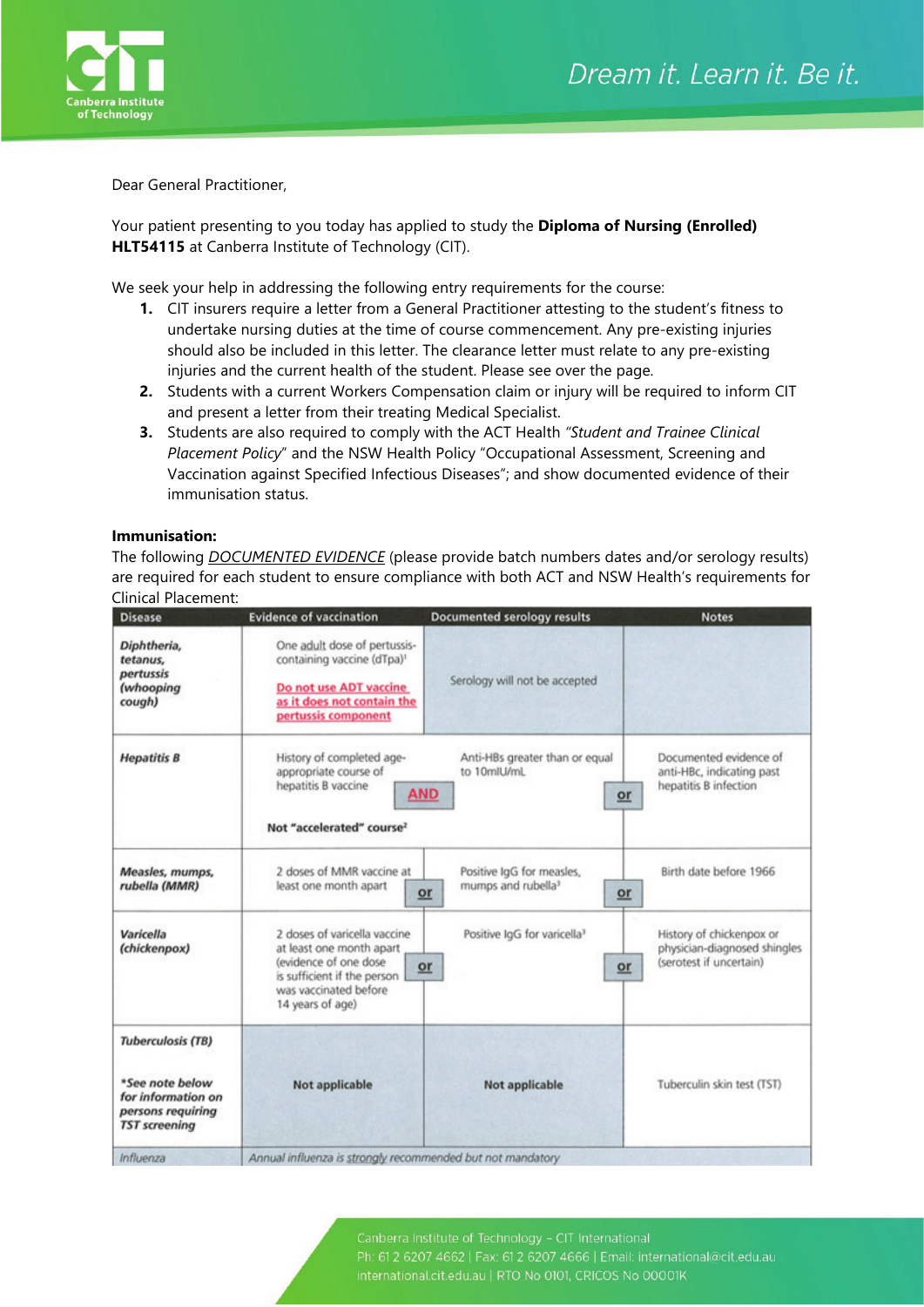Dear General Practitioner,

Your patient presenting to you today has applied to study the **Diploma of Nursing (Enrolled) HLT54115** at Canberra Institute of Technology (CIT).

We seek your help in addressing the following entry requirements for the course:

1. CIT insurers require a letter from a General Practitioner attesting to the student's fitness to undertake nursing duties at the time of course commencement. Any pre-existing injuries should also be included in this letter. The clearance letter must relate to any pre-existing injuries and the current health of the student. Please see over the page.
2. Students with a current Workers Compensation claim or injury will be required to inform CIT and present a letter from their treating Medical Specialist.
3. Students are also required to comply with the ACT Health *"Student and Trainee Clinical Placement Policy"* and the NSW Health Policy "Occupational Assessment, Screening and Vaccination against Specified Infectious Diseases"; and show documented evidence of their immunisation status.

**Immunisation:**

The following *DOCUMENTED EVIDENCE* (please provide batch numbers dates and/or serology results) are required for each student to ensure compliance with both ACT and NSW Health's requirements for Clinical Placement:

| Disease | Evidence of vaccination | | Documented serology results | | Notes |
|---|---|---|---|---|---|
| ***Diphtheria, tetanus, pertussis (whooping cough)*** | One adult dose of pertussis-containing vaccine (dTpa)[1] **Do not use ADT vaccine as it does not contain the pertussis component** | | Serology will not be accepted | | |
| ***Hepatitis B*** | History of completed age-appropriate course of hepatitis B vaccine **Not "accelerated" course**[2] | **AND** | Anti-HBs greater than or equal to 10mIU/mL | **or** | Documented evidence of anti-HBc, indicating past hepatitis B infection |
| ***Measles, mumps, rubella (MMR)*** | 2 doses of MMR vaccine at least one month apart | **or** | Positive IgG for measles, mumps and rubella[3] | **or** | Birth date before 1966 |
| ***Varicella (chickenpox)*** | 2 doses of varicella vaccine at least one month apart (evidence of one dose is sufficient if the person was vaccinated before 14 years of age) | **or** | Positive IgG for varicella[3] | **or** | History of chickenpox or physician-diagnosed shingles (serotest if uncertain) |
| ***Tuberculosis (TB)*** ***\*See note below for information on persons requiring TST screening*** | **Not applicable** | | **Not applicable** | | Tuberculin skin test (TST) |
| *Influenza* | *Annual influenza is strongly recommended but not mandatory* | | | | |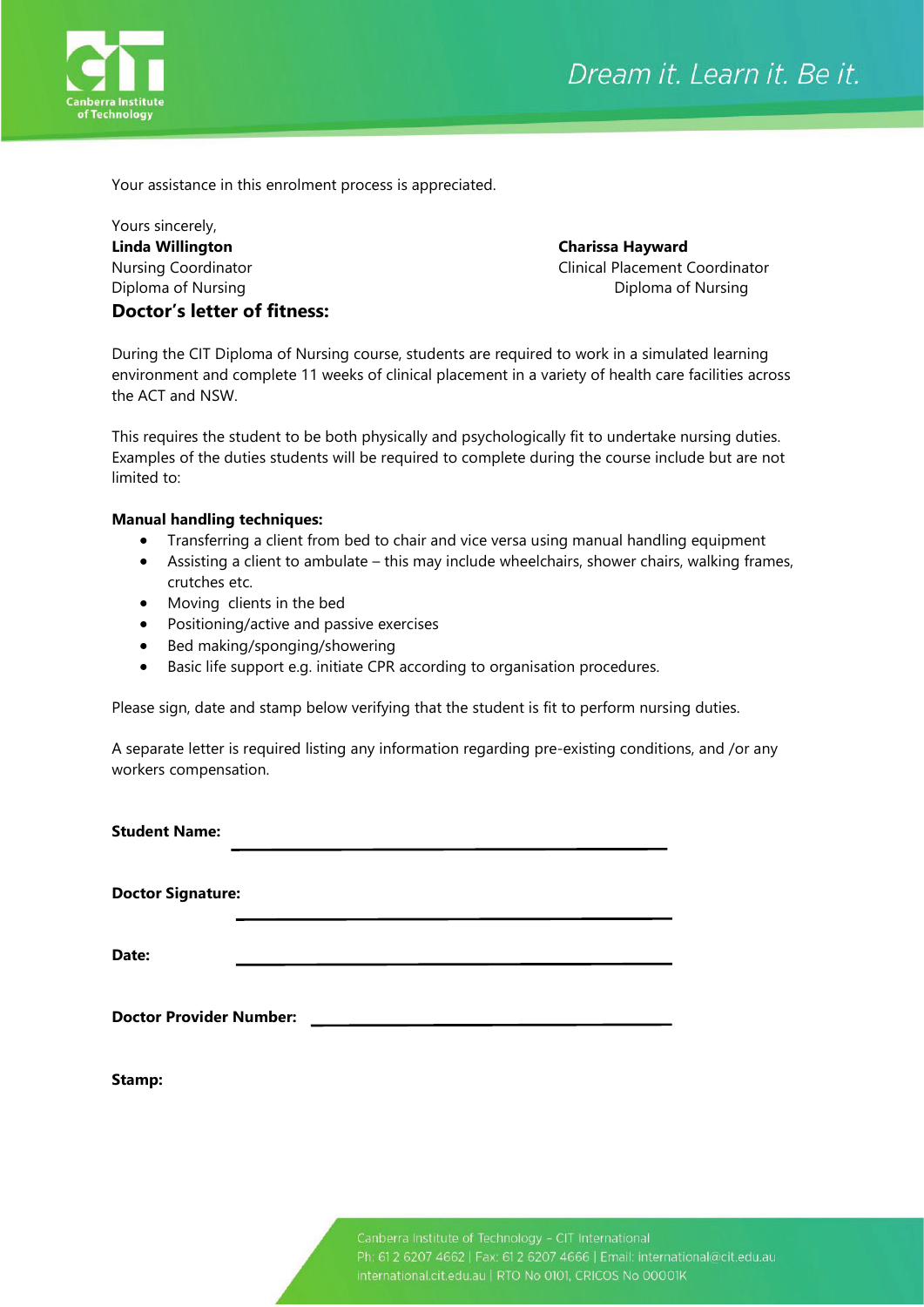Your assistance in this enrolment process is appreciated.

Yours sincerely,

**Linda Willington**
Nursing Coordinator
Diploma of Nursing

**Charissa Hayward**
Clinical Placement Coordinator
Diploma of Nursing

## Doctor's letter of fitness:

During the CIT Diploma of Nursing course, students are required to work in a simulated learning environment and complete 11 weeks of clinical placement in a variety of health care facilities across the ACT and NSW.

This requires the student to be both physically and psychologically fit to undertake nursing duties. Examples of the duties students will be required to complete during the course include but are not limited to:

**Manual handling techniques:**

- Transferring a client from bed to chair and vice versa using manual handling equipment
- Assisting a client to ambulate – this may include wheelchairs, shower chairs, walking frames, crutches etc.
- Moving clients in the bed
- Positioning/active and passive exercises
- Bed making/sponging/showering
- Basic life support e.g. initiate CPR according to organisation procedures.

Please sign, date and stamp below verifying that the student is fit to perform nursing duties.

A separate letter is required listing any information regarding pre-existing conditions, and /or any workers compensation.

**Student Name:** ____________________________________________

**Doctor Signature:** ____________________________________________

**Date:** ____________________________________________

**Doctor Provider Number:** ______________________________________

**Stamp:**